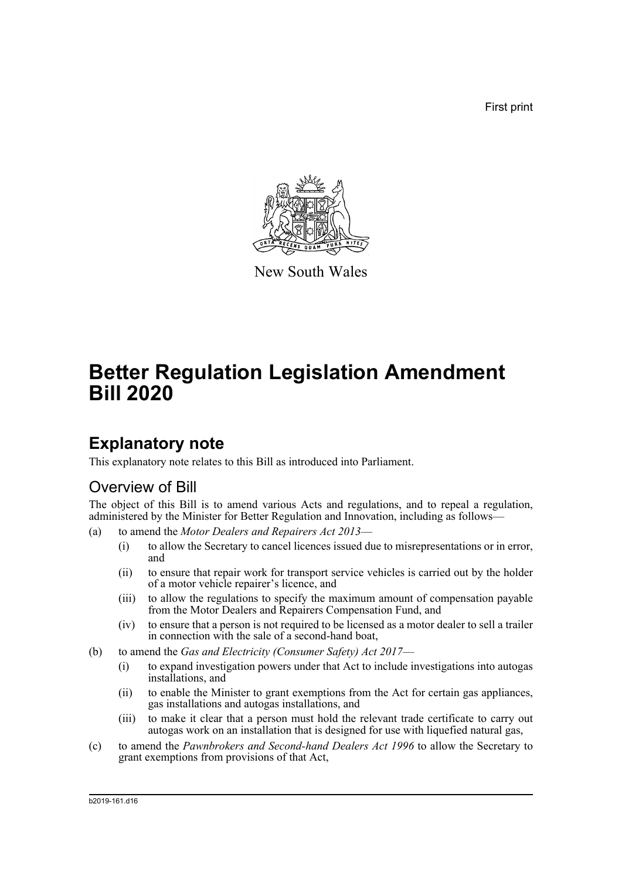First print

New South Wales

# Better Regulation Legislation Amendment Bill 2020

## Explanatory note

This explanatory note relates to this Bill as introduced into Parliament.

### Overview of Bill

The object of this Bill is to amend various Acts and regulations, and to repeal a regulation, administered by the Minister for Better Regulation and Innovation, including as follows—

(a) to amend the *Motor Dealers and Repairers Act 2013*—

  (i) to allow the Secretary to cancel licences issued due to misrepresentations or in error, and

  (ii) to ensure that repair work for transport service vehicles is carried out by the holder of a motor vehicle repairer's licence, and

  (iii) to allow the regulations to specify the maximum amount of compensation payable from the Motor Dealers and Repairers Compensation Fund, and

  (iv) to ensure that a person is not required to be licensed as a motor dealer to sell a trailer in connection with the sale of a second-hand boat,

(b) to amend the *Gas and Electricity (Consumer Safety) Act 2017*—

  (i) to expand investigation powers under that Act to include investigations into autogas installations, and

  (ii) to enable the Minister to grant exemptions from the Act for certain gas appliances, gas installations and autogas installations, and

  (iii) to make it clear that a person must hold the relevant trade certificate to carry out autogas work on an installation that is designed for use with liquefied natural gas,

(c) to amend the *Pawnbrokers and Second-hand Dealers Act 1996* to allow the Secretary to grant exemptions from provisions of that Act,

b2019-161.d16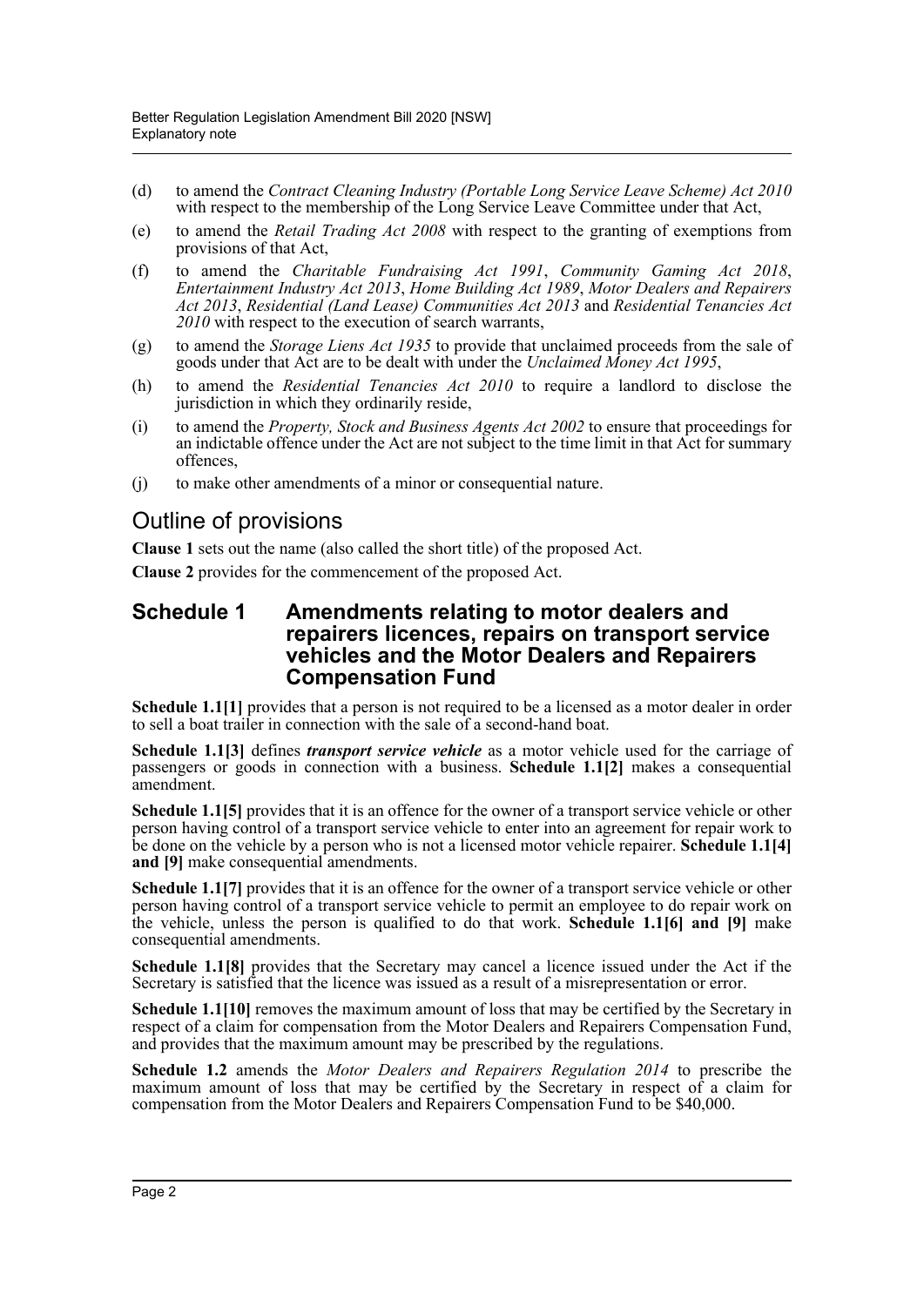(d) to amend the *Contract Cleaning Industry (Portable Long Service Leave Scheme) Act 2010* with respect to the membership of the Long Service Leave Committee under that Act,

(e) to amend the *Retail Trading Act 2008* with respect to the granting of exemptions from provisions of that Act,

(f) to amend the *Charitable Fundraising Act 1991*, *Community Gaming Act 2018*, *Entertainment Industry Act 2013*, *Home Building Act 1989*, *Motor Dealers and Repairers Act 2013*, *Residential (Land Lease) Communities Act 2013* and *Residential Tenancies Act 2010* with respect to the execution of search warrants,

(g) to amend the *Storage Liens Act 1935* to provide that unclaimed proceeds from the sale of goods under that Act are to be dealt with under the *Unclaimed Money Act 1995*,

(h) to amend the *Residential Tenancies Act 2010* to require a landlord to disclose the jurisdiction in which they ordinarily reside,

(i) to amend the *Property, Stock and Business Agents Act 2002* to ensure that proceedings for an indictable offence under the Act are not subject to the time limit in that Act for summary offences,

(j) to make other amendments of a minor or consequential nature.

## Outline of provisions

**Clause 1** sets out the name (also called the short title) of the proposed Act.

**Clause 2** provides for the commencement of the proposed Act.

### Schedule 1 Amendments relating to motor dealers and repairers licences, repairs on transport service vehicles and the Motor Dealers and Repairers Compensation Fund

**Schedule 1.1[1]** provides that a person is not required to be a licensed as a motor dealer in order to sell a boat trailer in connection with the sale of a second-hand boat.

**Schedule 1.1[3]** defines ***transport service vehicle*** as a motor vehicle used for the carriage of passengers or goods in connection with a business. **Schedule 1.1[2]** makes a consequential amendment.

**Schedule 1.1[5]** provides that it is an offence for the owner of a transport service vehicle or other person having control of a transport service vehicle to enter into an agreement for repair work to be done on the vehicle by a person who is not a licensed motor vehicle repairer. **Schedule 1.1[4] and [9]** make consequential amendments.

**Schedule 1.1[7]** provides that it is an offence for the owner of a transport service vehicle or other person having control of a transport service vehicle to permit an employee to do repair work on the vehicle, unless the person is qualified to do that work. **Schedule 1.1[6] and [9]** make consequential amendments.

**Schedule 1.1[8]** provides that the Secretary may cancel a licence issued under the Act if the Secretary is satisfied that the licence was issued as a result of a misrepresentation or error.

**Schedule 1.1[10]** removes the maximum amount of loss that may be certified by the Secretary in respect of a claim for compensation from the Motor Dealers and Repairers Compensation Fund, and provides that the maximum amount may be prescribed by the regulations.

**Schedule 1.2** amends the *Motor Dealers and Repairers Regulation 2014* to prescribe the maximum amount of loss that may be certified by the Secretary in respect of a claim for compensation from the Motor Dealers and Repairers Compensation Fund to be $40,000.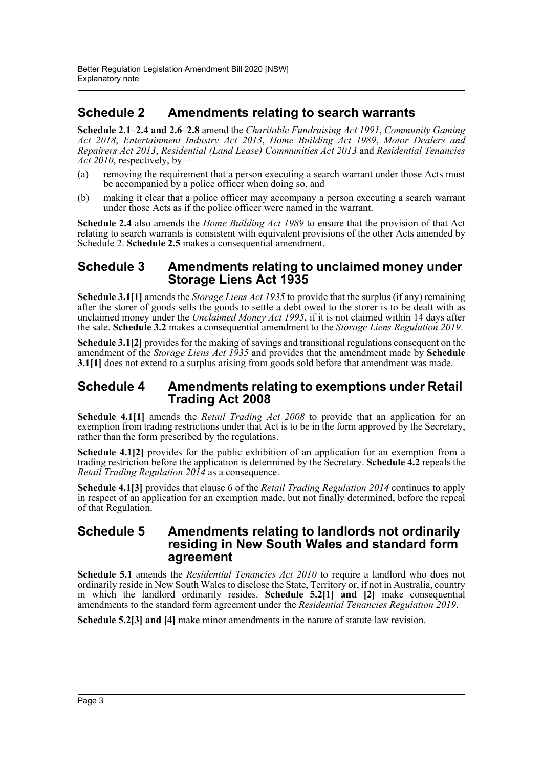## Schedule 2 Amendments relating to search warrants

**Schedule 2.1–2.4 and 2.6–2.8** amend the *Charitable Fundraising Act 1991*, *Community Gaming Act 2018*, *Entertainment Industry Act 2013*, *Home Building Act 1989*, *Motor Dealers and Repairers Act 2013*, *Residential (Land Lease) Communities Act 2013* and *Residential Tenancies Act 2010*, respectively, by—

(a) removing the requirement that a person executing a search warrant under those Acts must be accompanied by a police officer when doing so, and

(b) making it clear that a police officer may accompany a person executing a search warrant under those Acts as if the police officer were named in the warrant.

**Schedule 2.4** also amends the *Home Building Act 1989* to ensure that the provision of that Act relating to search warrants is consistent with equivalent provisions of the other Acts amended by Schedule 2. **Schedule 2.5** makes a consequential amendment.

## Schedule 3 Amendments relating to unclaimed money under Storage Liens Act 1935

**Schedule 3.1[1]** amends the *Storage Liens Act 1935* to provide that the surplus (if any) remaining after the storer of goods sells the goods to settle a debt owed to the storer is to be dealt with as unclaimed money under the *Unclaimed Money Act 1995*, if it is not claimed within 14 days after the sale. **Schedule 3.2** makes a consequential amendment to the *Storage Liens Regulation 2019*.

**Schedule 3.1[2]** provides for the making of savings and transitional regulations consequent on the amendment of the *Storage Liens Act 1935* and provides that the amendment made by **Schedule 3.1[1]** does not extend to a surplus arising from goods sold before that amendment was made.

## Schedule 4 Amendments relating to exemptions under Retail Trading Act 2008

**Schedule 4.1[1]** amends the *Retail Trading Act 2008* to provide that an application for an exemption from trading restrictions under that Act is to be in the form approved by the Secretary, rather than the form prescribed by the regulations.

**Schedule 4.1[2]** provides for the public exhibition of an application for an exemption from a trading restriction before the application is determined by the Secretary. **Schedule 4.2** repeals the *Retail Trading Regulation 2014* as a consequence.

**Schedule 4.1[3]** provides that clause 6 of the *Retail Trading Regulation 2014* continues to apply in respect of an application for an exemption made, but not finally determined, before the repeal of that Regulation.

## Schedule 5 Amendments relating to landlords not ordinarily residing in New South Wales and standard form agreement

**Schedule 5.1** amends the *Residential Tenancies Act 2010* to require a landlord who does not ordinarily reside in New South Wales to disclose the State, Territory or, if not in Australia, country in which the landlord ordinarily resides. **Schedule 5.2[1] and [2]** make consequential amendments to the standard form agreement under the *Residential Tenancies Regulation 2019*.

**Schedule 5.2[3] and [4]** make minor amendments in the nature of statute law revision.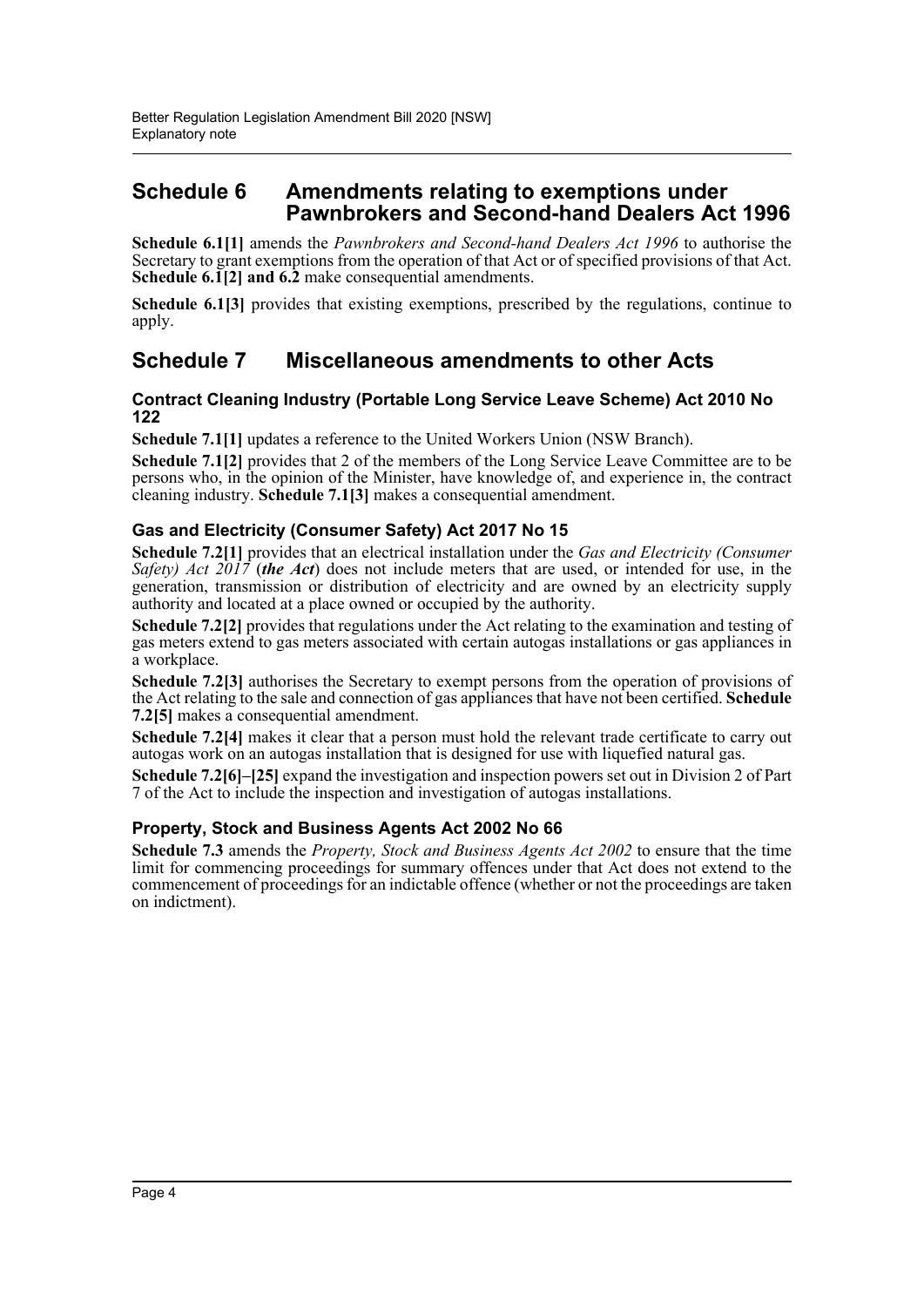## Schedule 6 Amendments relating to exemptions under Pawnbrokers and Second-hand Dealers Act 1996

**Schedule 6.1[1]** amends the *Pawnbrokers and Second-hand Dealers Act 1996* to authorise the Secretary to grant exemptions from the operation of that Act or of specified provisions of that Act. **Schedule 6.1[2] and 6.2** make consequential amendments.

**Schedule 6.1[3]** provides that existing exemptions, prescribed by the regulations, continue to apply.

## Schedule 7 Miscellaneous amendments to other Acts

### Contract Cleaning Industry (Portable Long Service Leave Scheme) Act 2010 No 122

**Schedule 7.1[1]** updates a reference to the United Workers Union (NSW Branch).

**Schedule 7.1[2]** provides that 2 of the members of the Long Service Leave Committee are to be persons who, in the opinion of the Minister, have knowledge of, and experience in, the contract cleaning industry. **Schedule 7.1[3]** makes a consequential amendment.

### Gas and Electricity (Consumer Safety) Act 2017 No 15

**Schedule 7.2[1]** provides that an electrical installation under the *Gas and Electricity (Consumer Safety) Act 2017* (***the Act***) does not include meters that are used, or intended for use, in the generation, transmission or distribution of electricity and are owned by an electricity supply authority and located at a place owned or occupied by the authority.

**Schedule 7.2[2]** provides that regulations under the Act relating to the examination and testing of gas meters extend to gas meters associated with certain autogas installations or gas appliances in a workplace.

**Schedule 7.2[3]** authorises the Secretary to exempt persons from the operation of provisions of the Act relating to the sale and connection of gas appliances that have not been certified. **Schedule 7.2[5]** makes a consequential amendment.

**Schedule 7.2[4]** makes it clear that a person must hold the relevant trade certificate to carry out autogas work on an autogas installation that is designed for use with liquefied natural gas.

**Schedule 7.2[6]–[25]** expand the investigation and inspection powers set out in Division 2 of Part 7 of the Act to include the inspection and investigation of autogas installations.

### Property, Stock and Business Agents Act 2002 No 66

**Schedule 7.3** amends the *Property, Stock and Business Agents Act 2002* to ensure that the time limit for commencing proceedings for summary offences under that Act does not extend to the commencement of proceedings for an indictable offence (whether or not the proceedings are taken on indictment).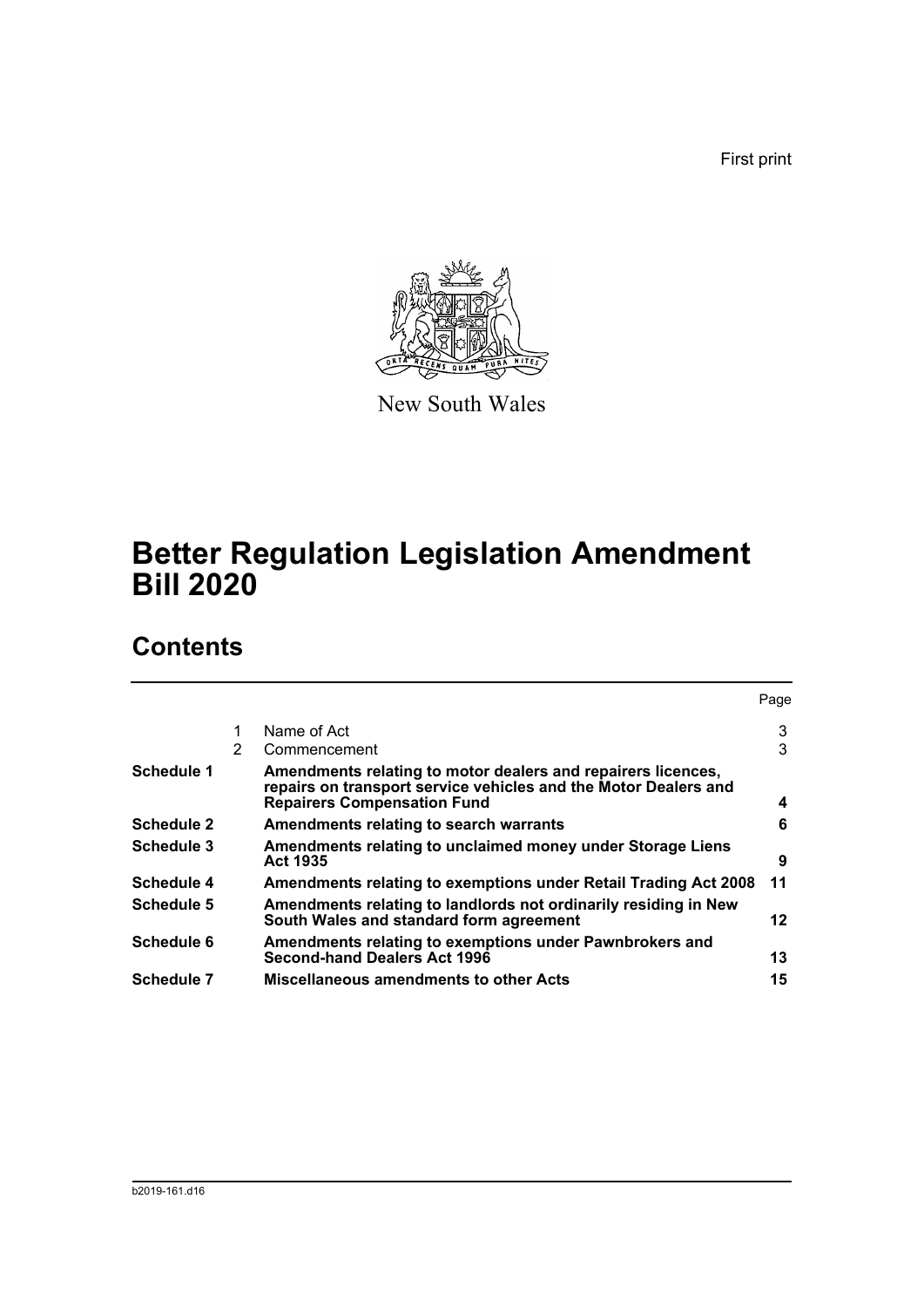First print

New South Wales

# Better Regulation Legislation Amendment Bill 2020

## Contents

| | | | Page |
|---|---|---|---|
| | 1 | Name of Act | 3 |
| | 2 | Commencement | 3 |
| **Schedule 1** | | **Amendments relating to motor dealers and repairers licences, repairs on transport service vehicles and the Motor Dealers and Repairers Compensation Fund** | **4** |
| **Schedule 2** | | **Amendments relating to search warrants** | **6** |
| **Schedule 3** | | **Amendments relating to unclaimed money under Storage Liens Act 1935** | **9** |
| **Schedule 4** | | **Amendments relating to exemptions under Retail Trading Act 2008** | **11** |
| **Schedule 5** | | **Amendments relating to landlords not ordinarily residing in New South Wales and standard form agreement** | **12** |
| **Schedule 6** | | **Amendments relating to exemptions under Pawnbrokers and Second-hand Dealers Act 1996** | **13** |
| **Schedule 7** | | **Miscellaneous amendments to other Acts** | **15** |

b2019-161.d16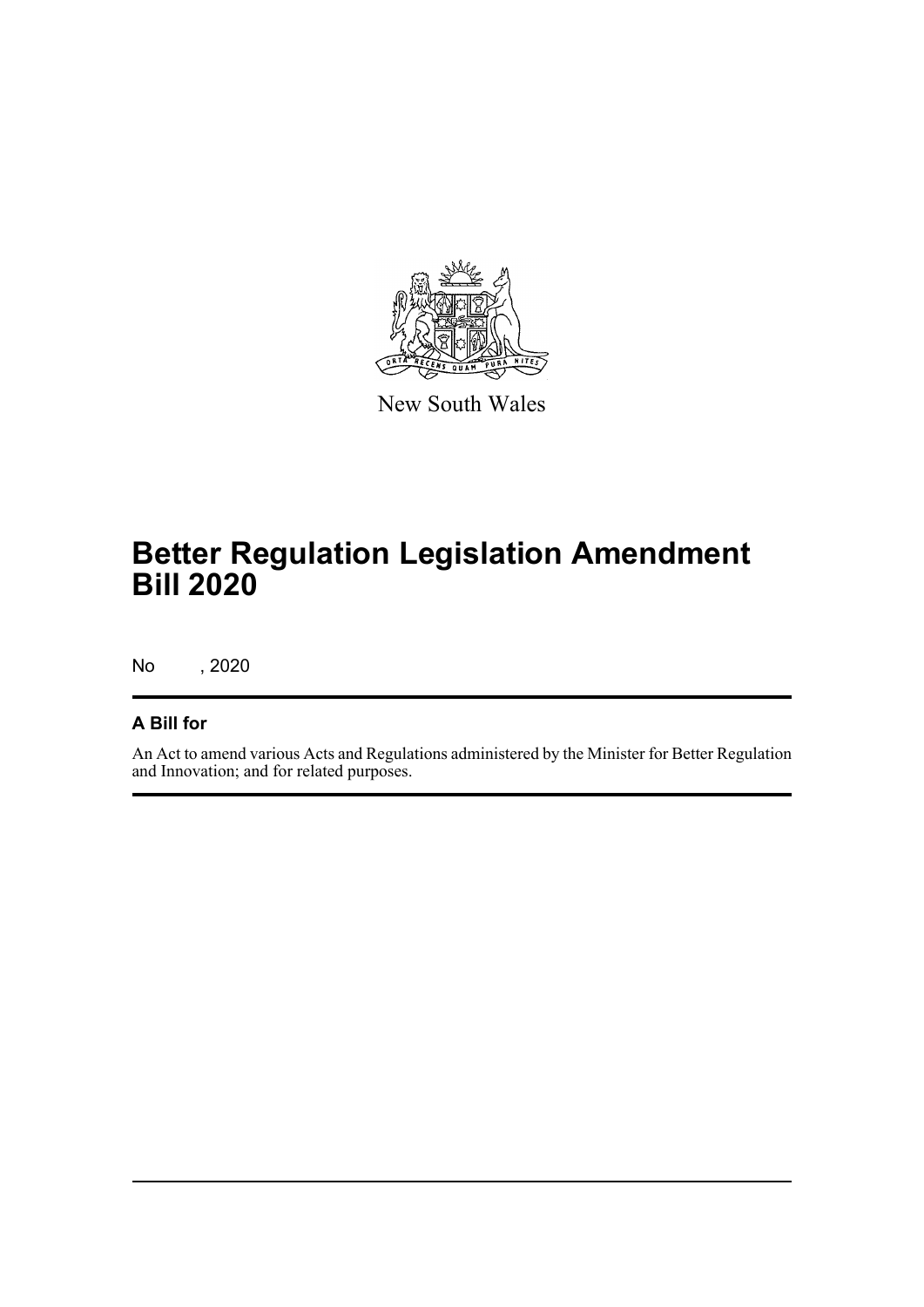New South Wales

# Better Regulation Legislation Amendment Bill 2020

No , 2020

### A Bill for

An Act to amend various Acts and Regulations administered by the Minister for Better Regulation and Innovation; and for related purposes.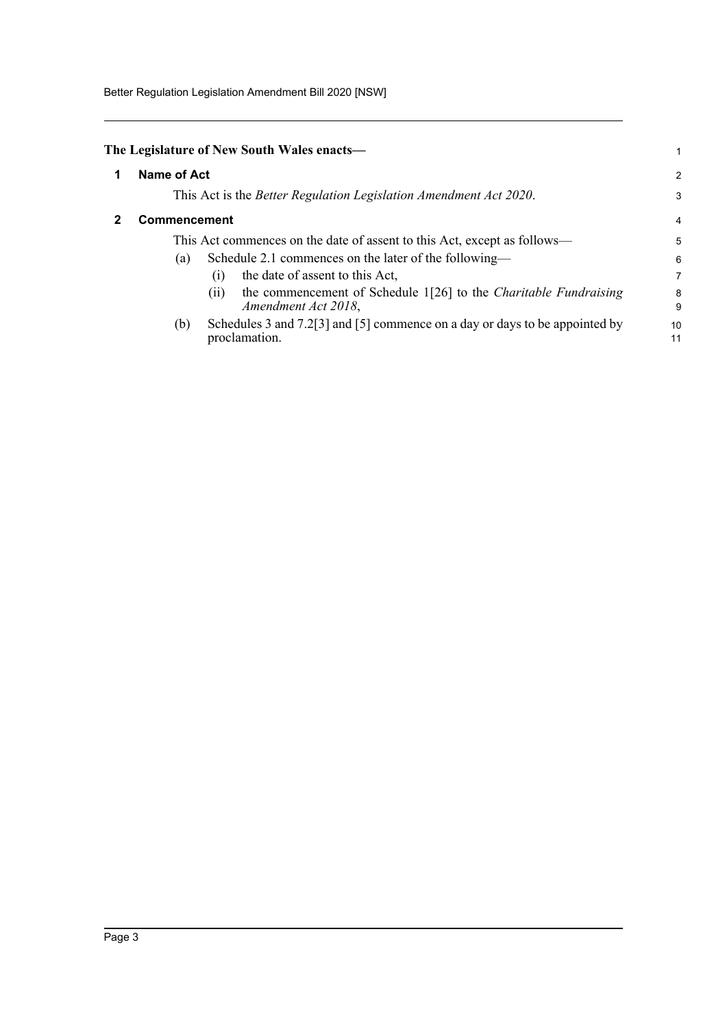**The Legislature of New South Wales enacts—**

## 1 Name of Act

This Act is the *Better Regulation Legislation Amendment Act 2020*.

## 2 Commencement

This Act commences on the date of assent to this Act, except as follows—

(a) Schedule 2.1 commences on the later of the following—

(i) the date of assent to this Act,

(ii) the commencement of Schedule 1[26] to the *Charitable Fundraising Amendment Act 2018*,

(b) Schedules 3 and 7.2[3] and [5] commence on a day or days to be appointed by proclamation.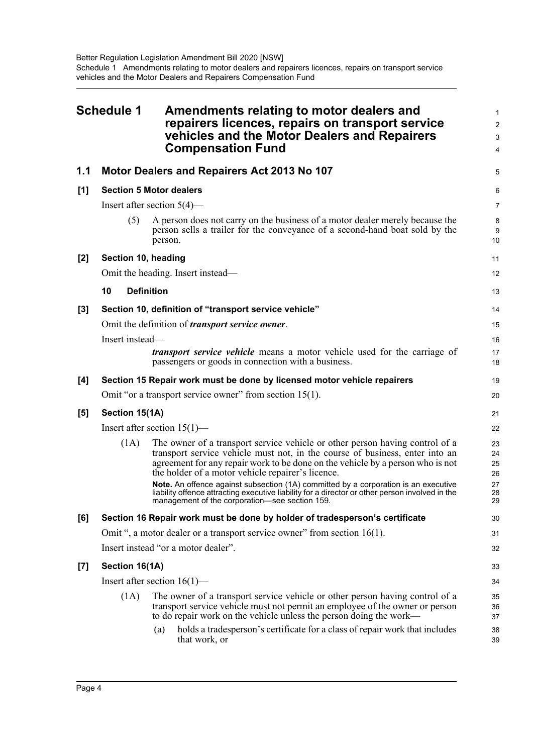# Schedule 1 Amendments relating to motor dealers and repairers licences, repairs on transport service vehicles and the Motor Dealers and Repairers Compensation Fund

## 1.1 Motor Dealers and Repairers Act 2013 No 107

### [1] Section 5 Motor dealers

Insert after section 5(4)—

(5) A person does not carry on the business of a motor dealer merely because the person sells a trailer for the conveyance of a second-hand boat sold by the person.

### [2] Section 10, heading

Omit the heading. Insert instead—

**10 Definition**

### [3] Section 10, definition of "transport service vehicle"

Omit the definition of ***transport service owner***.

Insert instead—

***transport service vehicle*** means a motor vehicle used for the carriage of passengers or goods in connection with a business.

### [4] Section 15 Repair work must be done by licensed motor vehicle repairers

Omit "or a transport service owner" from section 15(1).

### [5] Section 15(1A)

Insert after section 15(1)—

(1A) The owner of a transport service vehicle or other person having control of a transport service vehicle must not, in the course of business, enter into an agreement for any repair work to be done on the vehicle by a person who is not the holder of a motor vehicle repairer's licence.

**Note.** An offence against subsection (1A) committed by a corporation is an executive liability offence attracting executive liability for a director or other person involved in the management of the corporation—see section 159.

### [6] Section 16 Repair work must be done by holder of tradesperson's certificate

Omit ", a motor dealer or a transport service owner" from section 16(1).

Insert instead "or a motor dealer".

### [7] Section 16(1A)

Insert after section 16(1)—

(1A) The owner of a transport service vehicle or other person having control of a transport service vehicle must not permit an employee of the owner or person to do repair work on the vehicle unless the person doing the work—

(a) holds a tradesperson's certificate for a class of repair work that includes that work, or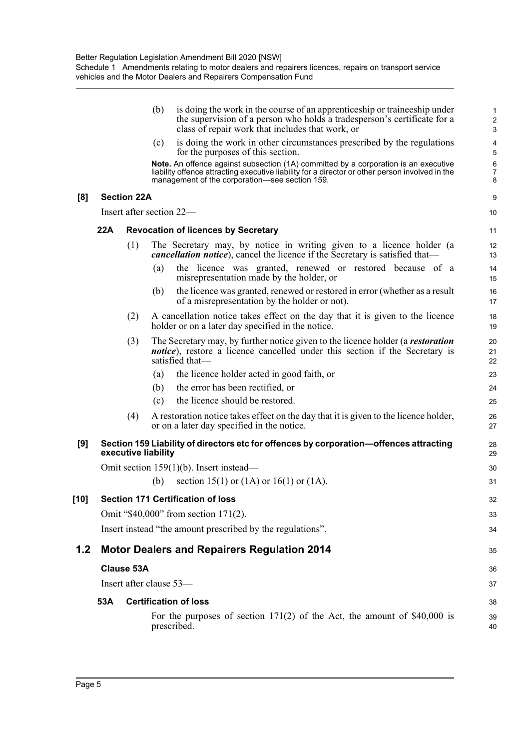(b) is doing the work in the course of an apprenticeship or traineeship under the supervision of a person who holds a tradesperson's certificate for a class of repair work that includes that work, or

(c) is doing the work in other circumstances prescribed by the regulations for the purposes of this section.

**Note.** An offence against subsection (1A) committed by a corporation is an executive liability offence attracting executive liability for a director or other person involved in the management of the corporation—see section 159.

**[8] Section 22A**

Insert after section 22—

**22A Revocation of licences by Secretary**

(1) The Secretary may, by notice in writing given to a licence holder (a ***cancellation notice***), cancel the licence if the Secretary is satisfied that—

(a) the licence was granted, renewed or restored because of a misrepresentation made by the holder, or

(b) the licence was granted, renewed or restored in error (whether as a result of a misrepresentation by the holder or not).

(2) A cancellation notice takes effect on the day that it is given to the licence holder or on a later day specified in the notice.

(3) The Secretary may, by further notice given to the licence holder (a ***restoration notice***), restore a licence cancelled under this section if the Secretary is satisfied that—

(a) the licence holder acted in good faith, or

(b) the error has been rectified, or

(c) the licence should be restored.

(4) A restoration notice takes effect on the day that it is given to the licence holder, or on a later day specified in the notice.

**[9] Section 159 Liability of directors etc for offences by corporation—offences attracting executive liability**

Omit section 159(1)(b). Insert instead—

(b) section 15(1) or (1A) or 16(1) or (1A).

**[10] Section 171 Certification of loss**

Omit "$40,000" from section 171(2).

Insert instead "the amount prescribed by the regulations".

## 1.2 Motor Dealers and Repairers Regulation 2014

**Clause 53A**

Insert after clause 53—

**53A Certification of loss**

For the purposes of section 171(2) of the Act, the amount of $40,000 is prescribed.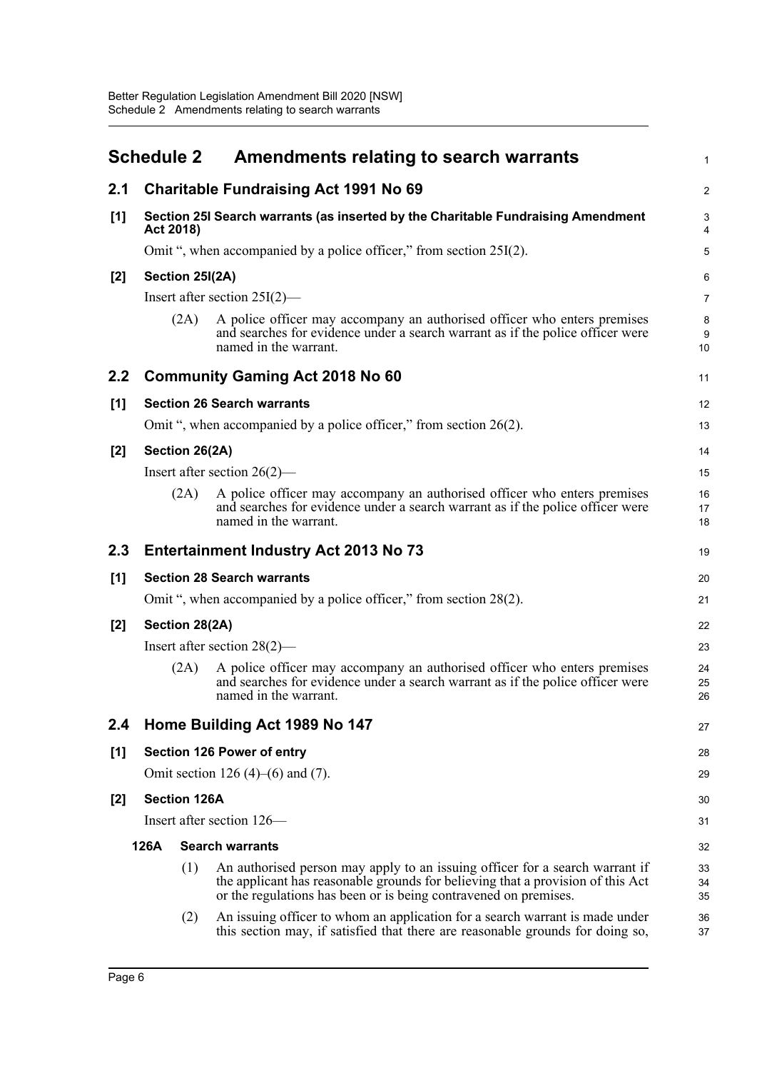# Schedule 2 Amendments relating to search warrants

## 2.1 Charitable Fundraising Act 1991 No 69

### [1] Section 25I Search warrants (as inserted by the Charitable Fundraising Amendment Act 2018)

Omit ", when accompanied by a police officer," from section 25I(2).

### [2] Section 25I(2A)

Insert after section 25I(2)—

(2A) A police officer may accompany an authorised officer who enters premises and searches for evidence under a search warrant as if the police officer were named in the warrant.

## 2.2 Community Gaming Act 2018 No 60

### [1] Section 26 Search warrants

Omit ", when accompanied by a police officer," from section 26(2).

### [2] Section 26(2A)

Insert after section 26(2)—

(2A) A police officer may accompany an authorised officer who enters premises and searches for evidence under a search warrant as if the police officer were named in the warrant.

## 2.3 Entertainment Industry Act 2013 No 73

### [1] Section 28 Search warrants

Omit ", when accompanied by a police officer," from section 28(2).

### [2] Section 28(2A)

Insert after section 28(2)—

(2A) A police officer may accompany an authorised officer who enters premises and searches for evidence under a search warrant as if the police officer were named in the warrant.

## 2.4 Home Building Act 1989 No 147

### [1] Section 126 Power of entry

Omit section 126 (4)–(6) and (7).

### [2] Section 126A

Insert after section 126—

**126A Search warrants**

(1) An authorised person may apply to an issuing officer for a search warrant if the applicant has reasonable grounds for believing that a provision of this Act or the regulations has been or is being contravened on premises.

(2) An issuing officer to whom an application for a search warrant is made under this section may, if satisfied that there are reasonable grounds for doing so,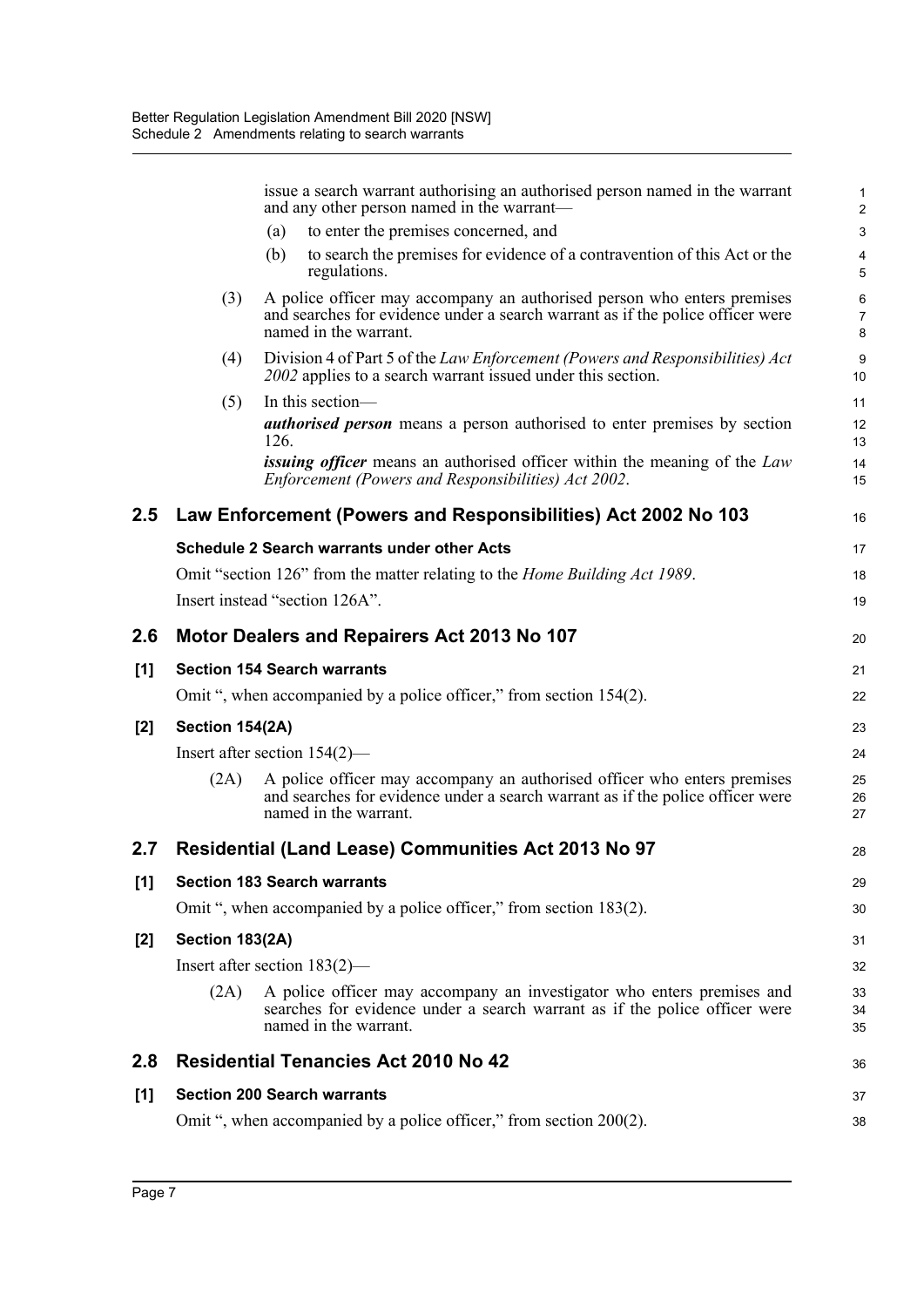issue a search warrant authorising an authorised person named in the warrant and any other person named in the warrant—

(a) to enter the premises concerned, and

(b) to search the premises for evidence of a contravention of this Act or the regulations.

(3) A police officer may accompany an authorised person who enters premises and searches for evidence under a search warrant as if the police officer were named in the warrant.

(4) Division 4 of Part 5 of the *Law Enforcement (Powers and Responsibilities) Act 2002* applies to a search warrant issued under this section.

(5) In this section—

***authorised person*** means a person authorised to enter premises by section 126.

***issuing officer*** means an authorised officer within the meaning of the *Law Enforcement (Powers and Responsibilities) Act 2002*.

## 2.5 Law Enforcement (Powers and Responsibilities) Act 2002 No 103

**Schedule 2 Search warrants under other Acts**

Omit "section 126" from the matter relating to the *Home Building Act 1989*.

Insert instead "section 126A".

## 2.6 Motor Dealers and Repairers Act 2013 No 107

**[1] Section 154 Search warrants**

Omit ", when accompanied by a police officer," from section 154(2).

**[2] Section 154(2A)**

Insert after section 154(2)—

(2A) A police officer may accompany an authorised officer who enters premises and searches for evidence under a search warrant as if the police officer were named in the warrant.

## 2.7 Residential (Land Lease) Communities Act 2013 No 97

**[1] Section 183 Search warrants**

Omit ", when accompanied by a police officer," from section 183(2).

**[2] Section 183(2A)**

Insert after section 183(2)—

(2A) A police officer may accompany an investigator who enters premises and searches for evidence under a search warrant as if the police officer were named in the warrant.

## 2.8 Residential Tenancies Act 2010 No 42

**[1] Section 200 Search warrants**

Omit ", when accompanied by a police officer," from section 200(2).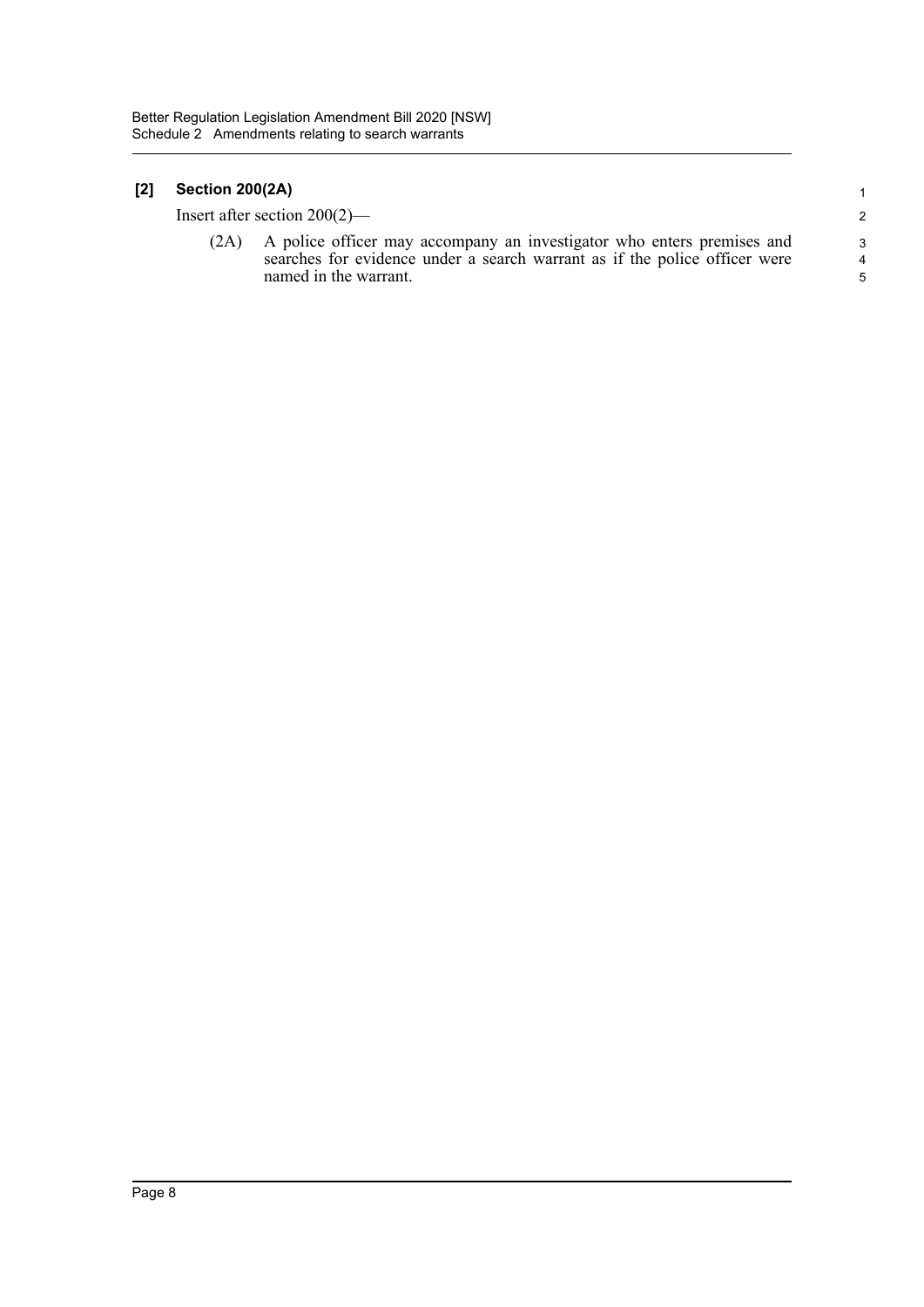**[2] Section 200(2A)**

Insert after section 200(2)—

(2A) A police officer may accompany an investigator who enters premises and searches for evidence under a search warrant as if the police officer were named in the warrant.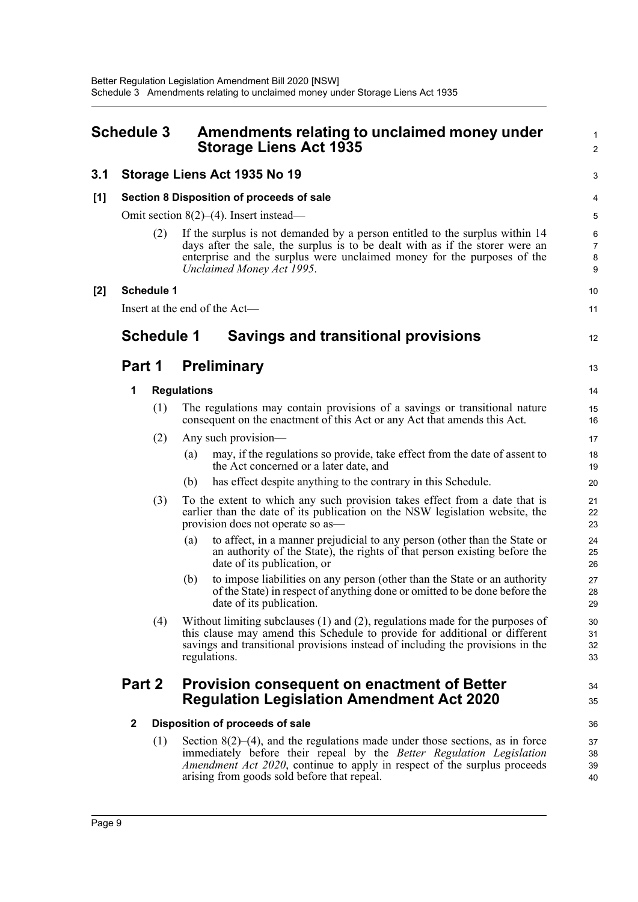# Schedule 3 Amendments relating to unclaimed money under Storage Liens Act 1935

## 3.1 Storage Liens Act 1935 No 19

### [1] Section 8 Disposition of proceeds of sale

Omit section 8(2)–(4). Insert instead—

(2) If the surplus is not demanded by a person entitled to the surplus within 14 days after the sale, the surplus is to be dealt with as if the storer were an enterprise and the surplus were unclaimed money for the purposes of the *Unclaimed Money Act 1995*.

### [2] Schedule 1

Insert at the end of the Act—

## Schedule 1 Savings and transitional provisions

## Part 1 Preliminary

### 1 Regulations

(1) The regulations may contain provisions of a savings or transitional nature consequent on the enactment of this Act or any Act that amends this Act.

(2) Any such provision—

(a) may, if the regulations so provide, take effect from the date of assent to the Act concerned or a later date, and

(b) has effect despite anything to the contrary in this Schedule.

(3) To the extent to which any such provision takes effect from a date that is earlier than the date of its publication on the NSW legislation website, the provision does not operate so as—

(a) to affect, in a manner prejudicial to any person (other than the State or an authority of the State), the rights of that person existing before the date of its publication, or

(b) to impose liabilities on any person (other than the State or an authority of the State) in respect of anything done or omitted to be done before the date of its publication.

(4) Without limiting subclauses (1) and (2), regulations made for the purposes of this clause may amend this Schedule to provide for additional or different savings and transitional provisions instead of including the provisions in the regulations.

## Part 2 Provision consequent on enactment of Better Regulation Legislation Amendment Act 2020

### 2 Disposition of proceeds of sale

(1) Section 8(2)–(4), and the regulations made under those sections, as in force immediately before their repeal by the *Better Regulation Legislation Amendment Act 2020*, continue to apply in respect of the surplus proceeds arising from goods sold before that repeal.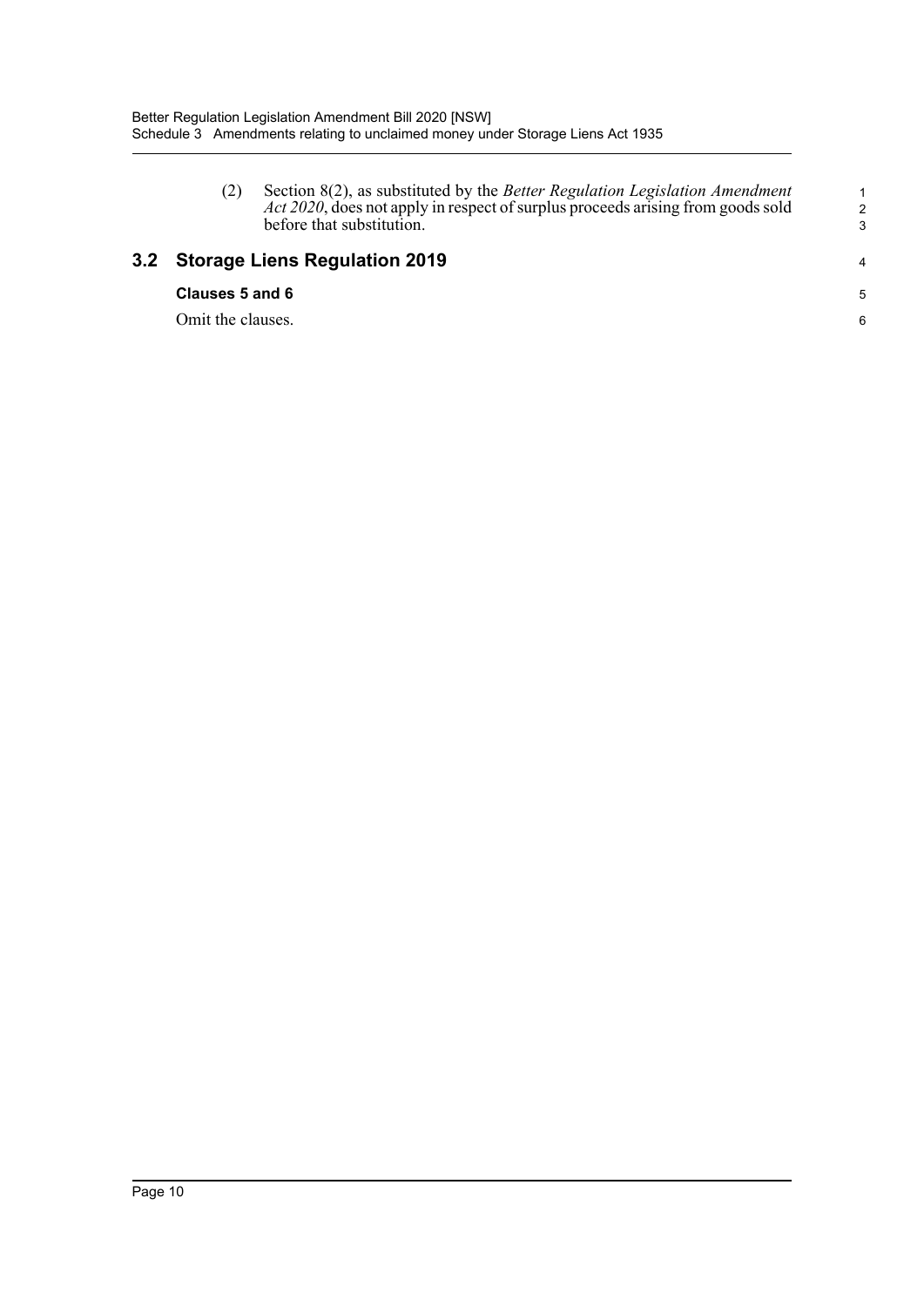(2) Section 8(2), as substituted by the *Better Regulation Legislation Amendment Act 2020*, does not apply in respect of surplus proceeds arising from goods sold before that substitution.

## 3.2 Storage Liens Regulation 2019

### Clauses 5 and 6

Omit the clauses.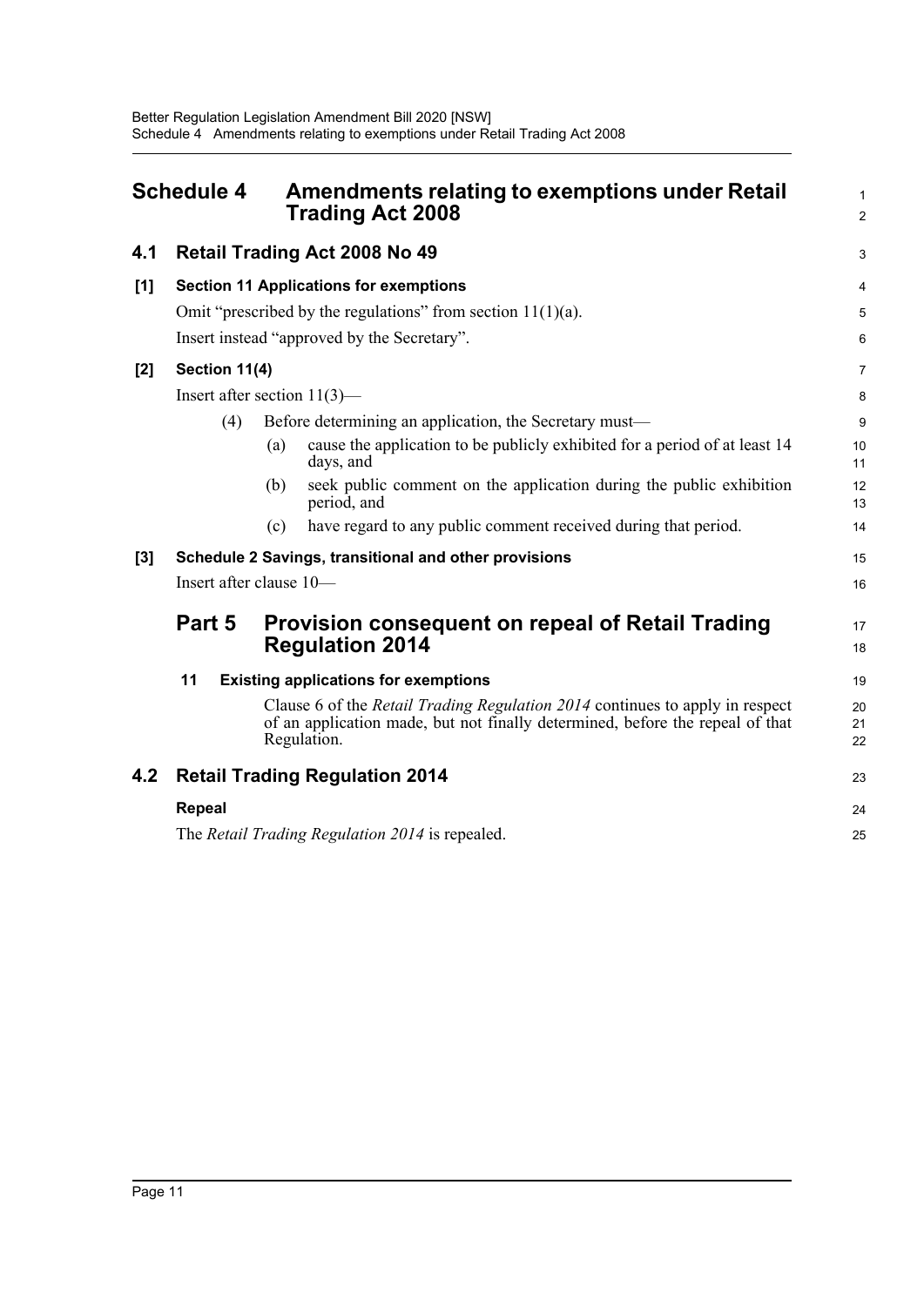# Schedule 4 Amendments relating to exemptions under Retail Trading Act 2008

## 4.1 Retail Trading Act 2008 No 49

**[1] Section 11 Applications for exemptions**

Omit "prescribed by the regulations" from section 11(1)(a).

Insert instead "approved by the Secretary".

**[2] Section 11(4)**

Insert after section 11(3)—

(4) Before determining an application, the Secretary must—

(a) cause the application to be publicly exhibited for a period of at least 14 days, and

(b) seek public comment on the application during the public exhibition period, and

(c) have regard to any public comment received during that period.

**[3] Schedule 2 Savings, transitional and other provisions**

Insert after clause 10—

### Part 5 Provision consequent on repeal of Retail Trading Regulation 2014

**11 Existing applications for exemptions**

Clause 6 of the *Retail Trading Regulation 2014* continues to apply in respect of an application made, but not finally determined, before the repeal of that Regulation.

## 4.2 Retail Trading Regulation 2014

**Repeal**

The *Retail Trading Regulation 2014* is repealed.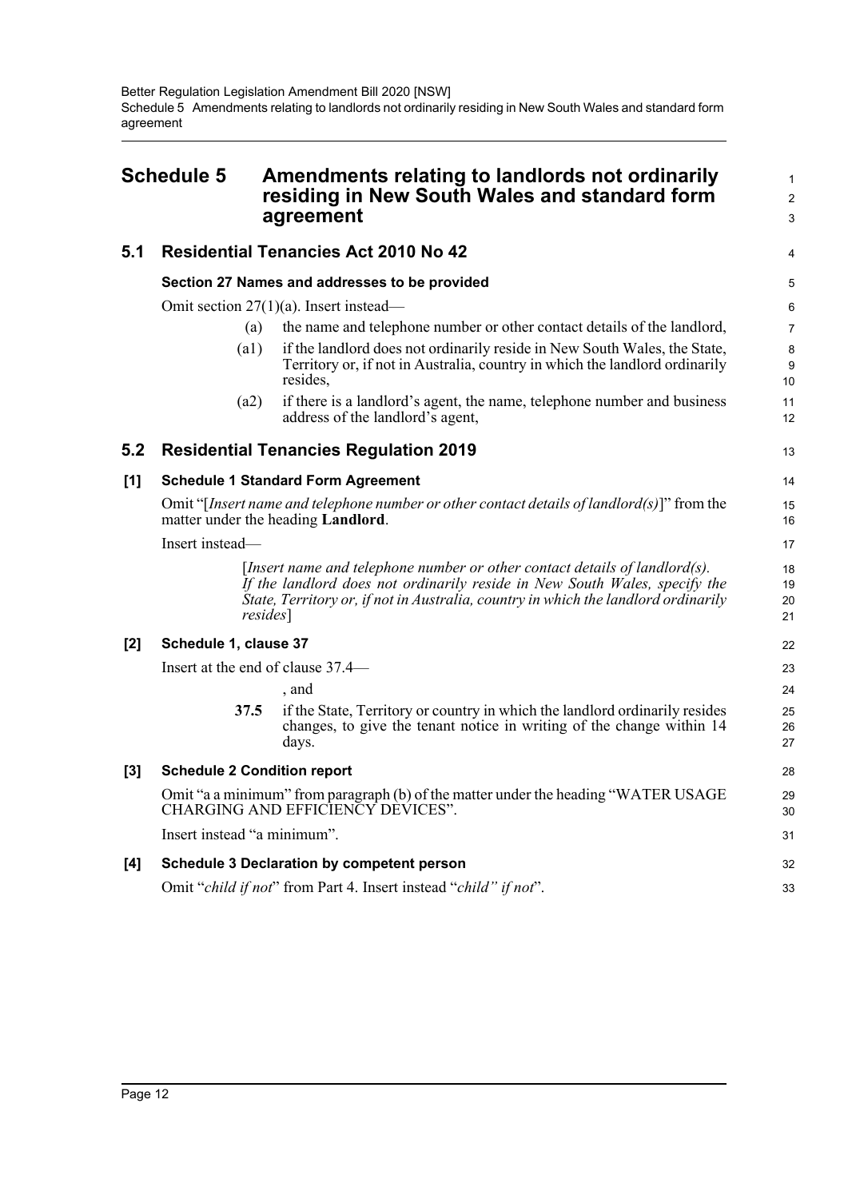# Schedule 5 Amendments relating to landlords not ordinarily residing in New South Wales and standard form agreement

## 5.1 Residential Tenancies Act 2010 No 42

### Section 27 Names and addresses to be provided

Omit section 27(1)(a). Insert instead—

(a) the name and telephone number or other contact details of the landlord,

(a1) if the landlord does not ordinarily reside in New South Wales, the State, Territory or, if not in Australia, country in which the landlord ordinarily resides,

(a2) if there is a landlord's agent, the name, telephone number and business address of the landlord's agent,

## 5.2 Residential Tenancies Regulation 2019

### [1] Schedule 1 Standard Form Agreement

Omit "[*Insert name and telephone number or other contact details of landlord(s)*]" from the matter under the heading **Landlord**.

Insert instead—

> [*Insert name and telephone number or other contact details of landlord(s). If the landlord does not ordinarily reside in New South Wales, specify the State, Territory or, if not in Australia, country in which the landlord ordinarily resides*]

### [2] Schedule 1, clause 37

Insert at the end of clause 37.4—

, and

**37.5** if the State, Territory or country in which the landlord ordinarily resides changes, to give the tenant notice in writing of the change within 14 days.

### [3] Schedule 2 Condition report

Omit "a a minimum" from paragraph (b) of the matter under the heading "WATER USAGE CHARGING AND EFFICIENCY DEVICES".

Insert instead "a minimum".

### [4] Schedule 3 Declaration by competent person

Omit "*child if not*" from Part 4. Insert instead "*child" if not*".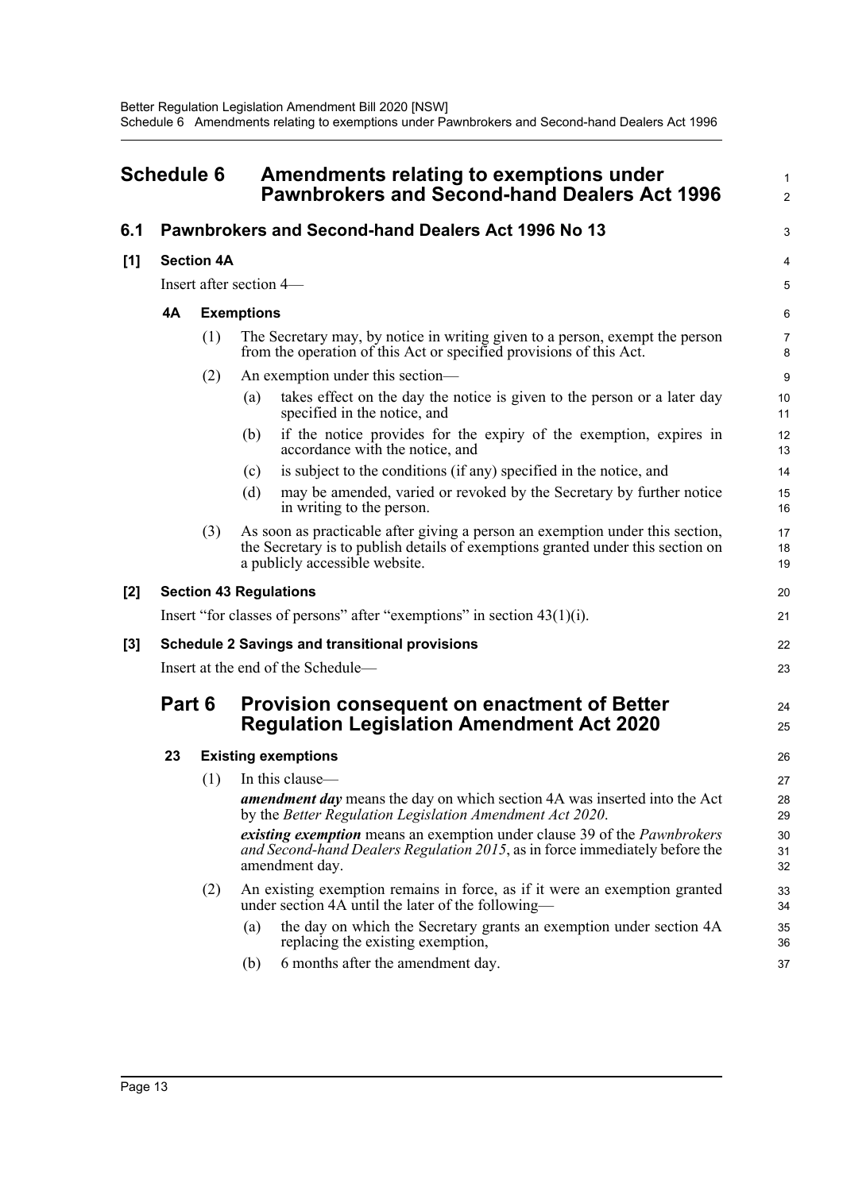# Schedule 6 Amendments relating to exemptions under Pawnbrokers and Second-hand Dealers Act 1996

## 6.1 Pawnbrokers and Second-hand Dealers Act 1996 No 13

### [1] Section 4A

Insert after section 4—

**4A Exemptions**

(1) The Secretary may, by notice in writing given to a person, exempt the person from the operation of this Act or specified provisions of this Act.

(2) An exemption under this section—

(a) takes effect on the day the notice is given to the person or a later day specified in the notice, and

(b) if the notice provides for the expiry of the exemption, expires in accordance with the notice, and

(c) is subject to the conditions (if any) specified in the notice, and

(d) may be amended, varied or revoked by the Secretary by further notice in writing to the person.

(3) As soon as practicable after giving a person an exemption under this section, the Secretary is to publish details of exemptions granted under this section on a publicly accessible website.

### [2] Section 43 Regulations

Insert "for classes of persons" after "exemptions" in section 43(1)(i).

### [3] Schedule 2 Savings and transitional provisions

Insert at the end of the Schedule—

## Part 6 Provision consequent on enactment of Better Regulation Legislation Amendment Act 2020

**23 Existing exemptions**

(1) In this clause—

***amendment day*** means the day on which section 4A was inserted into the Act by the *Better Regulation Legislation Amendment Act 2020*.

***existing exemption*** means an exemption under clause 39 of the *Pawnbrokers and Second-hand Dealers Regulation 2015*, as in force immediately before the amendment day.

(2) An existing exemption remains in force, as if it were an exemption granted under section 4A until the later of the following—

(a) the day on which the Secretary grants an exemption under section 4A replacing the existing exemption,

(b) 6 months after the amendment day.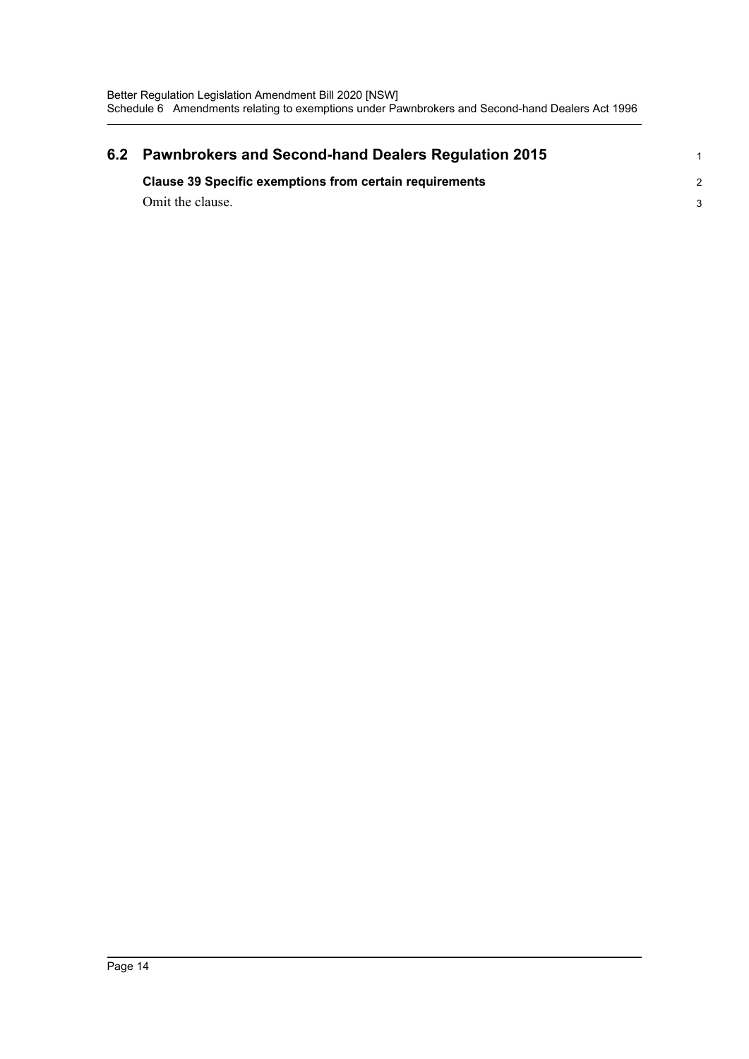## 6.2 Pawnbrokers and Second-hand Dealers Regulation 2015

**Clause 39 Specific exemptions from certain requirements**

Omit the clause.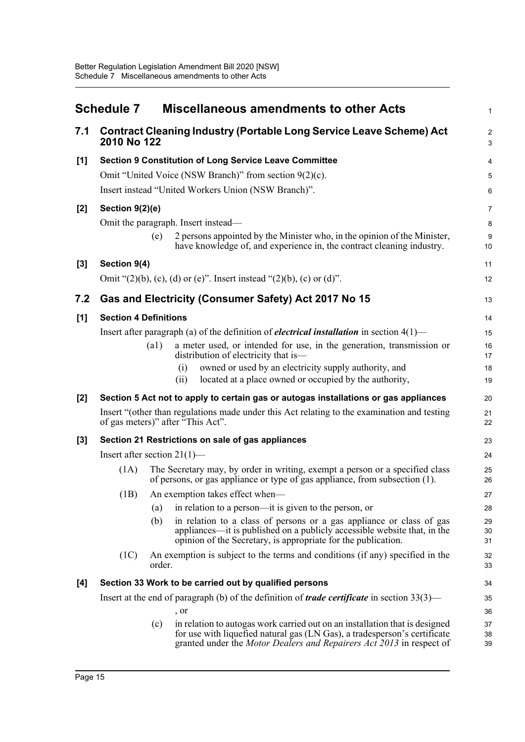## Schedule 7 Miscellaneous amendments to other Acts

### 7.1 Contract Cleaning Industry (Portable Long Service Leave Scheme) Act 2010 No 122

**[1] Section 9 Constitution of Long Service Leave Committee**

Omit "United Voice (NSW Branch)" from section 9(2)(c).

Insert instead "United Workers Union (NSW Branch)".

**[2] Section 9(2)(e)**

Omit the paragraph. Insert instead—

(e) 2 persons appointed by the Minister who, in the opinion of the Minister, have knowledge of, and experience in, the contract cleaning industry.

**[3] Section 9(4)**

Omit "(2)(b), (c), (d) or (e)". Insert instead "(2)(b), (c) or (d)".

### 7.2 Gas and Electricity (Consumer Safety) Act 2017 No 15

**[1] Section 4 Definitions**

Insert after paragraph (a) of the definition of ***electrical installation*** in section 4(1)—

(a1) a meter used, or intended for use, in the generation, transmission or distribution of electricity that is—

(i) owned or used by an electricity supply authority, and

(ii) located at a place owned or occupied by the authority,

**[2] Section 5 Act not to apply to certain gas or autogas installations or gas appliances**

Insert "(other than regulations made under this Act relating to the examination and testing of gas meters)" after "This Act".

**[3] Section 21 Restrictions on sale of gas appliances**

Insert after section 21(1)—

(1A) The Secretary may, by order in writing, exempt a person or a specified class of persons, or gas appliance or type of gas appliance, from subsection (1).

(1B) An exemption takes effect when—

(a) in relation to a person—it is given to the person, or

(b) in relation to a class of persons or a gas appliance or class of gas appliances—it is published on a publicly accessible website that, in the opinion of the Secretary, is appropriate for the publication.

(1C) An exemption is subject to the terms and conditions (if any) specified in the order.

**[4] Section 33 Work to be carried out by qualified persons**

Insert at the end of paragraph (b) of the definition of ***trade certificate*** in section 33(3)—

, or

(c) in relation to autogas work carried out on an installation that is designed for use with liquefied natural gas (LN Gas), a tradesperson's certificate granted under the *Motor Dealers and Repairers Act 2013* in respect of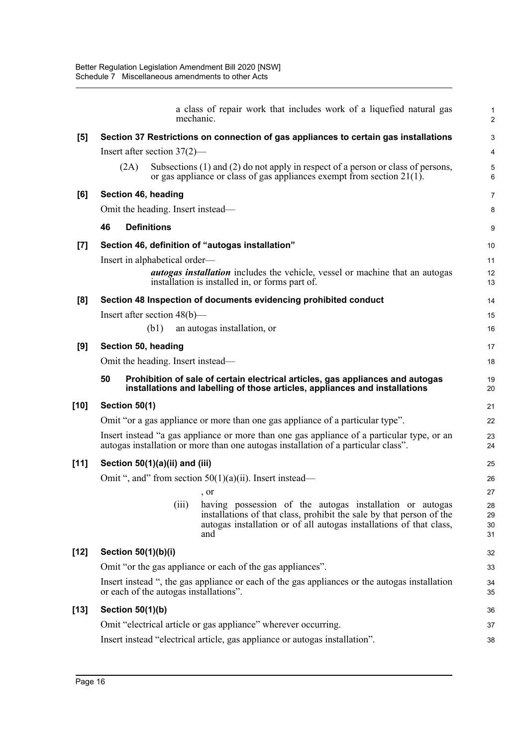a class of repair work that includes work of a liquefied natural gas mechanic.

**[5] Section 37 Restrictions on connection of gas appliances to certain gas installations**

Insert after section 37(2)—

(2A) Subsections (1) and (2) do not apply in respect of a person or class of persons, or gas appliance or class of gas appliances exempt from section 21(1).

**[6] Section 46, heading**

Omit the heading. Insert instead—

**46 Definitions**

**[7] Section 46, definition of "autogas installation"**

Insert in alphabetical order—

***autogas installation*** includes the vehicle, vessel or machine that an autogas installation is installed in, or forms part of.

**[8] Section 48 Inspection of documents evidencing prohibited conduct**

Insert after section 48(b)—

(b1) an autogas installation, or

**[9] Section 50, heading**

Omit the heading. Insert instead—

**50 Prohibition of sale of certain electrical articles, gas appliances and autogas installations and labelling of those articles, appliances and installations**

**[10] Section 50(1)**

Omit "or a gas appliance or more than one gas appliance of a particular type".

Insert instead "a gas appliance or more than one gas appliance of a particular type, or an autogas installation or more than one autogas installation of a particular class".

**[11] Section 50(1)(a)(ii) and (iii)**

Omit ", and" from section 50(1)(a)(ii). Insert instead—

, or

(iii) having possession of the autogas installation or autogas installations of that class, prohibit the sale by that person of the autogas installation or of all autogas installations of that class, and

**[12] Section 50(1)(b)(i)**

Omit "or the gas appliance or each of the gas appliances".

Insert instead ", the gas appliance or each of the gas appliances or the autogas installation or each of the autogas installations".

**[13] Section 50(1)(b)**

Omit "electrical article or gas appliance" wherever occurring.

Insert instead "electrical article, gas appliance or autogas installation".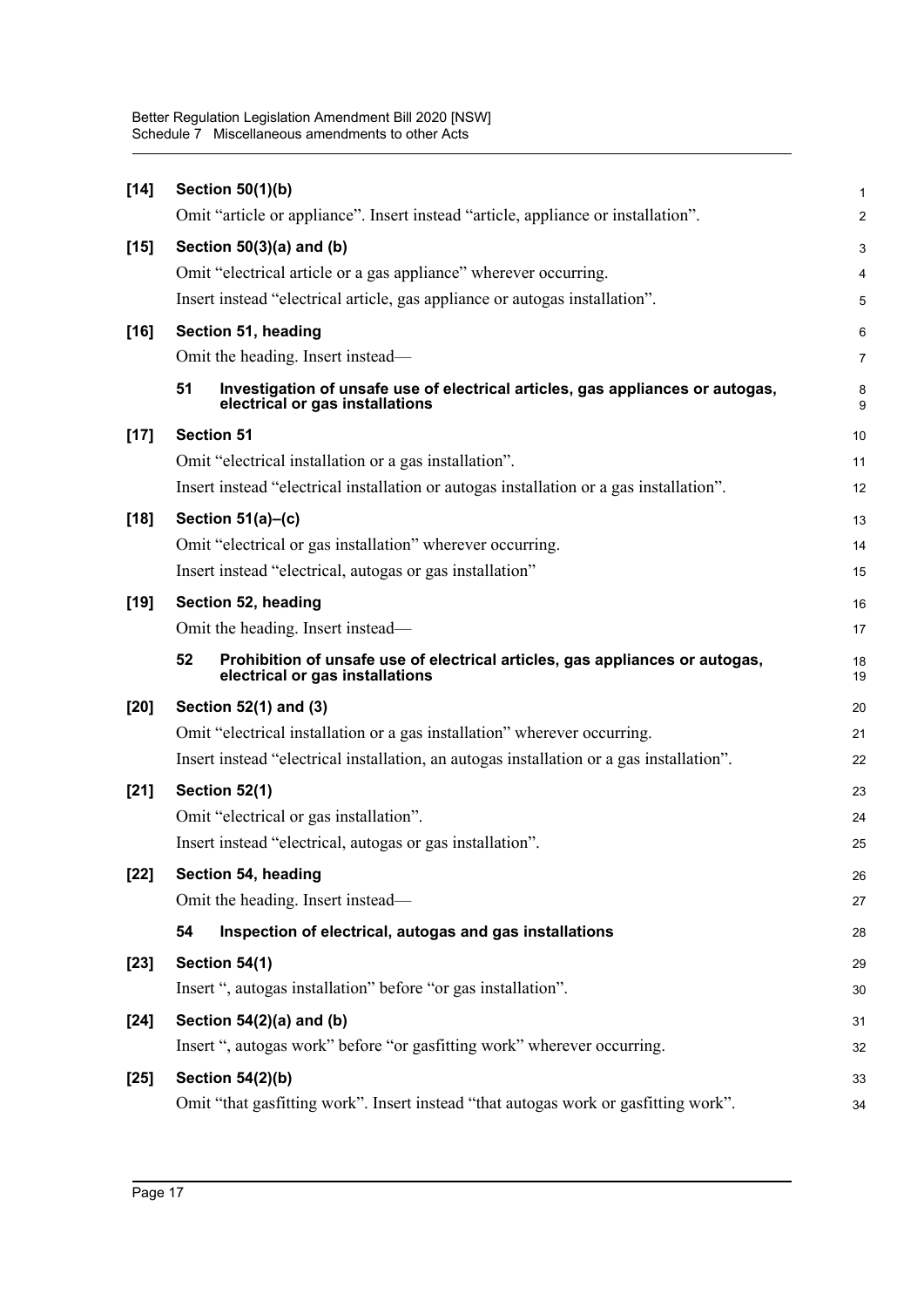**[14] Section 50(1)(b)**

Omit "article or appliance". Insert instead "article, appliance or installation".

**[15] Section 50(3)(a) and (b)**

Omit "electrical article or a gas appliance" wherever occurring.

Insert instead "electrical article, gas appliance or autogas installation".

**[16] Section 51, heading**

Omit the heading. Insert instead—

**51 Investigation of unsafe use of electrical articles, gas appliances or autogas, electrical or gas installations**

**[17] Section 51**

Omit "electrical installation or a gas installation".

Insert instead "electrical installation or autogas installation or a gas installation".

**[18] Section 51(a)–(c)**

Omit "electrical or gas installation" wherever occurring.

Insert instead "electrical, autogas or gas installation"

**[19] Section 52, heading**

Omit the heading. Insert instead—

**52 Prohibition of unsafe use of electrical articles, gas appliances or autogas, electrical or gas installations**

**[20] Section 52(1) and (3)**

Omit "electrical installation or a gas installation" wherever occurring.

Insert instead "electrical installation, an autogas installation or a gas installation".

**[21] Section 52(1)**

Omit "electrical or gas installation".

Insert instead "electrical, autogas or gas installation".

**[22] Section 54, heading**

Omit the heading. Insert instead—

**54 Inspection of electrical, autogas and gas installations**

**[23] Section 54(1)**

Insert ", autogas installation" before "or gas installation".

**[24] Section 54(2)(a) and (b)**

Insert ", autogas work" before "or gasfitting work" wherever occurring.

**[25] Section 54(2)(b)**

Omit "that gasfitting work". Insert instead "that autogas work or gasfitting work".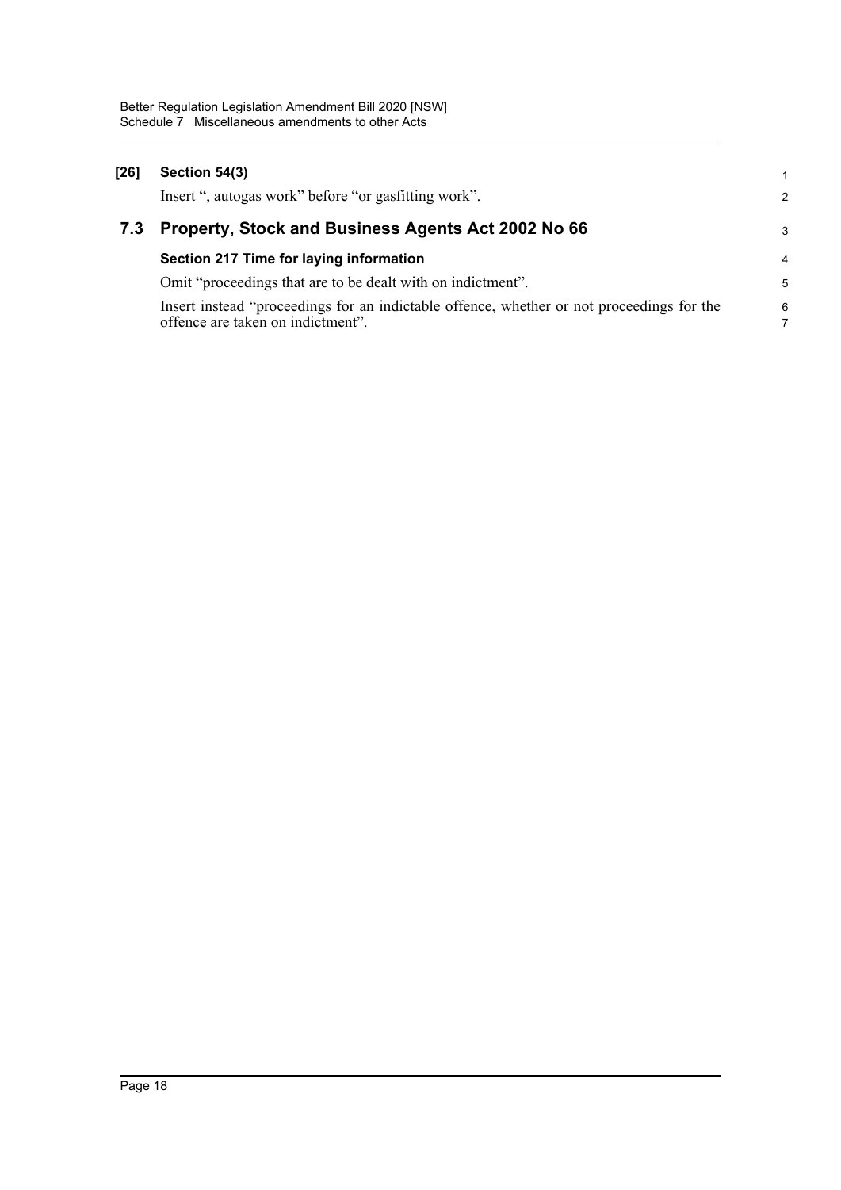**[26] Section 54(3)**

Insert ", autogas work" before "or gasfitting work".

## 7.3 Property, Stock and Business Agents Act 2002 No 66

**Section 217 Time for laying information**

Omit "proceedings that are to be dealt with on indictment".

Insert instead "proceedings for an indictable offence, whether or not proceedings for the offence are taken on indictment".